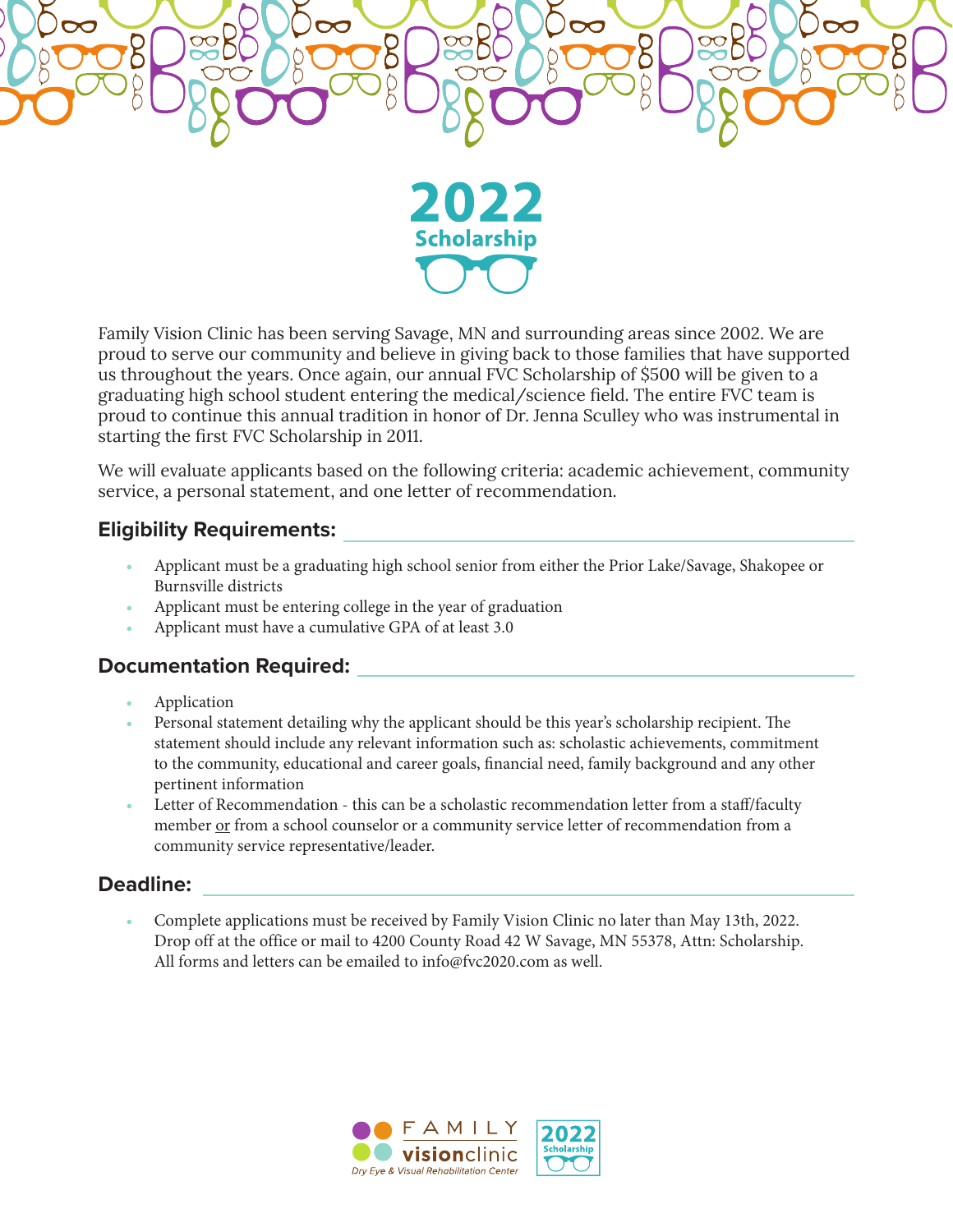# 2022 Scholarship

Family Vision Clinic has been serving Savage, MN and surrounding areas since 2002. We are proud to serve our community and believe in giving back to those families that have supported us throughout the years. Once again, our annual FVC Scholarship of $500 will be given to a graduating high school student entering the medical/science field. The entire FVC team is proud to continue this annual tradition in honor of Dr. Jenna Sculley who was instrumental in starting the first FVC Scholarship in 2011.

We will evaluate applicants based on the following criteria: academic achievement, community service, a personal statement, and one letter of recommendation.

## Eligibility Requirements:

- Applicant must be a graduating high school senior from either the Prior Lake/Savage, Shakopee or Burnsville districts
- Applicant must be entering college in the year of graduation
- Applicant must have a cumulative GPA of at least 3.0

## Documentation Required:

- Application
- Personal statement detailing why the applicant should be this year's scholarship recipient. The statement should include any relevant information such as: scholastic achievements, commitment to the community, educational and career goals, financial need, family background and any other pertinent information
- Letter of Recommendation - this can be a scholastic recommendation letter from a staff/faculty member <u>or</u> from a school counselor or a community service letter of recommendation from a community service representative/leader.

## Deadline:

- Complete applications must be received by Family Vision Clinic no later than May 13th, 2022. Drop off at the office or mail to 4200 County Road 42 W Savage, MN 55378, Attn: Scholarship. All forms and letters can be emailed to info@fvc2020.com as well.

FAMILY visionclinic
*Dry Eye & Visual Rehabilitation Center*

2022 Scholarship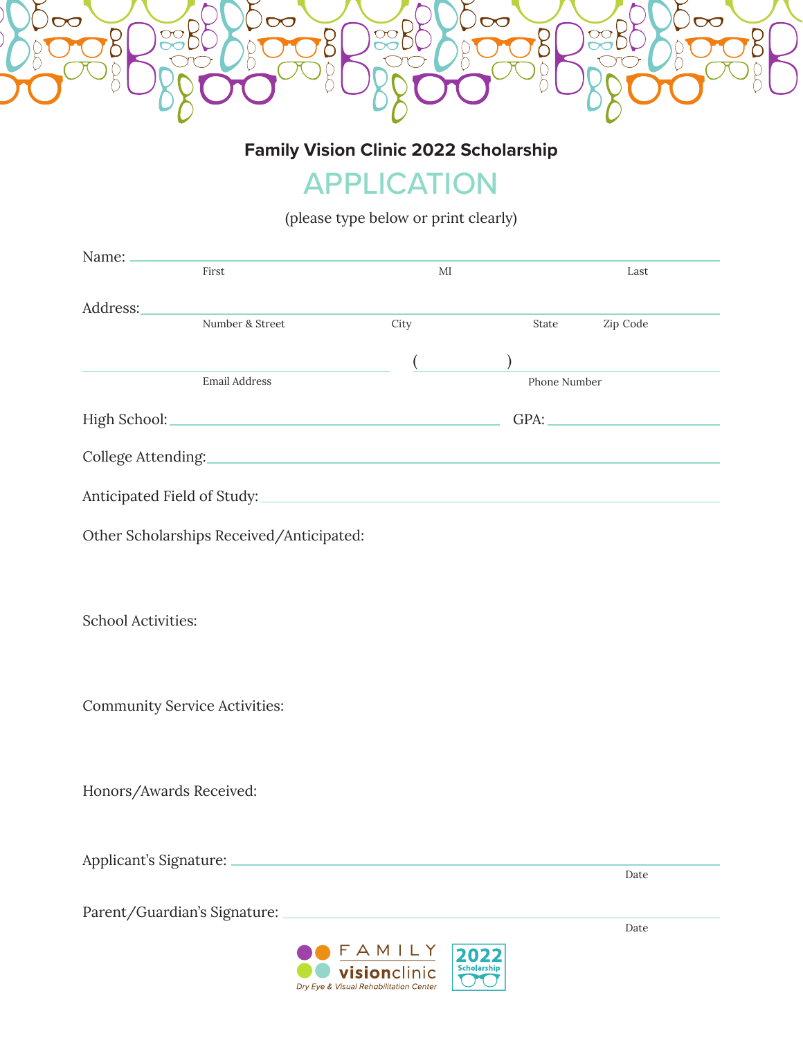**Family Vision Clinic 2022 Scholarship**

# APPLICATION

(please type below or print clearly)

Name: ______________________________________________

First MI Last

Address: ______________________________________________

Number & Street City State Zip Code

______________________ ( ) ______________________

Email Address Phone Number

High School: ______________________ GPA: __________

College Attending: ______________________________________________

Anticipated Field of Study: ______________________________________________

Other Scholarships Received/Anticipated:

School Activities:

Community Service Activities:

Honors/Awards Received:

Applicant's Signature: ______________________________________________

Date

Parent/Guardian's Signature: ______________________________________________

Date

FAMILY visionclinic
*Dry Eye & Visual Rehabilitation Center*

2022 Scholarship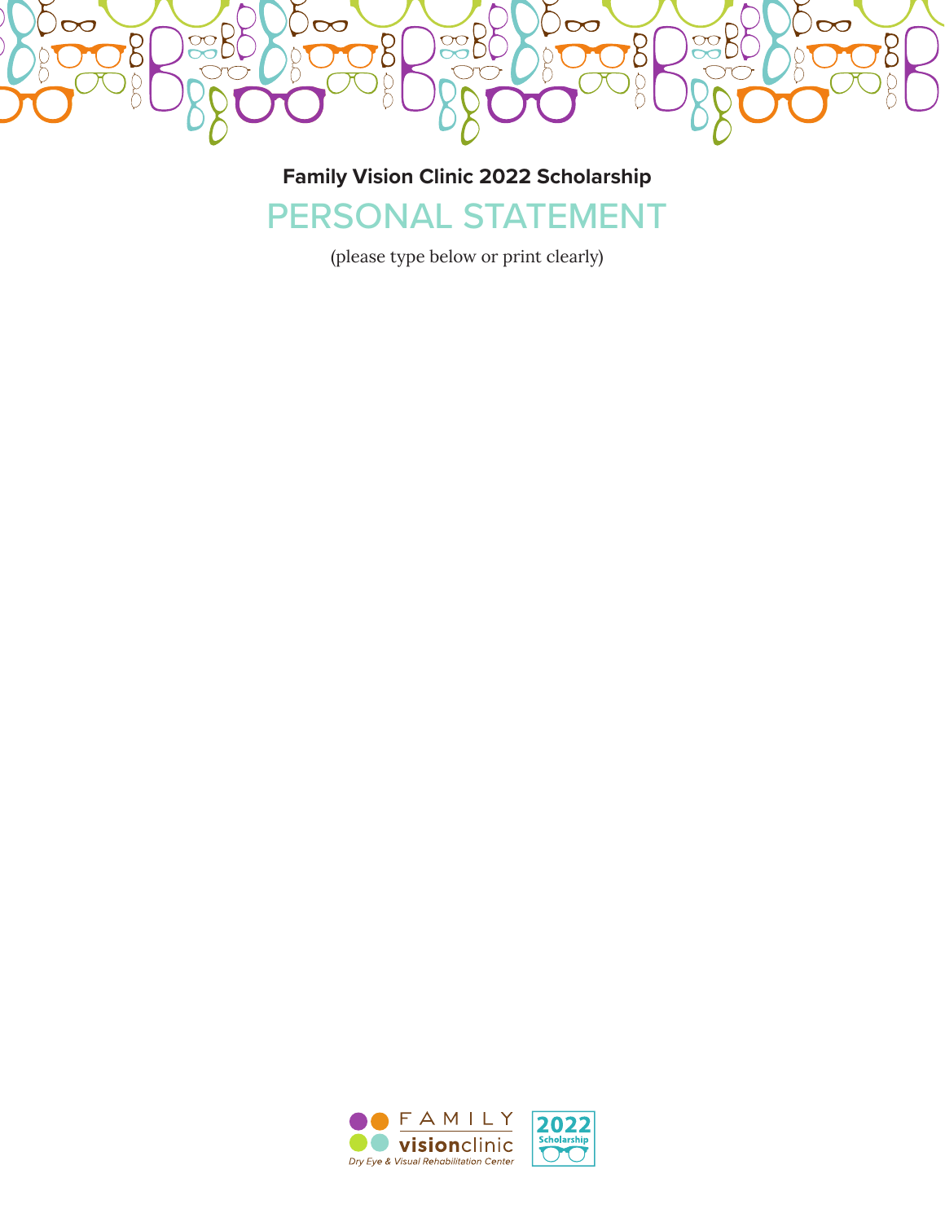**Family Vision Clinic 2022 Scholarship**

# PERSONAL STATEMENT

(please type below or print clearly)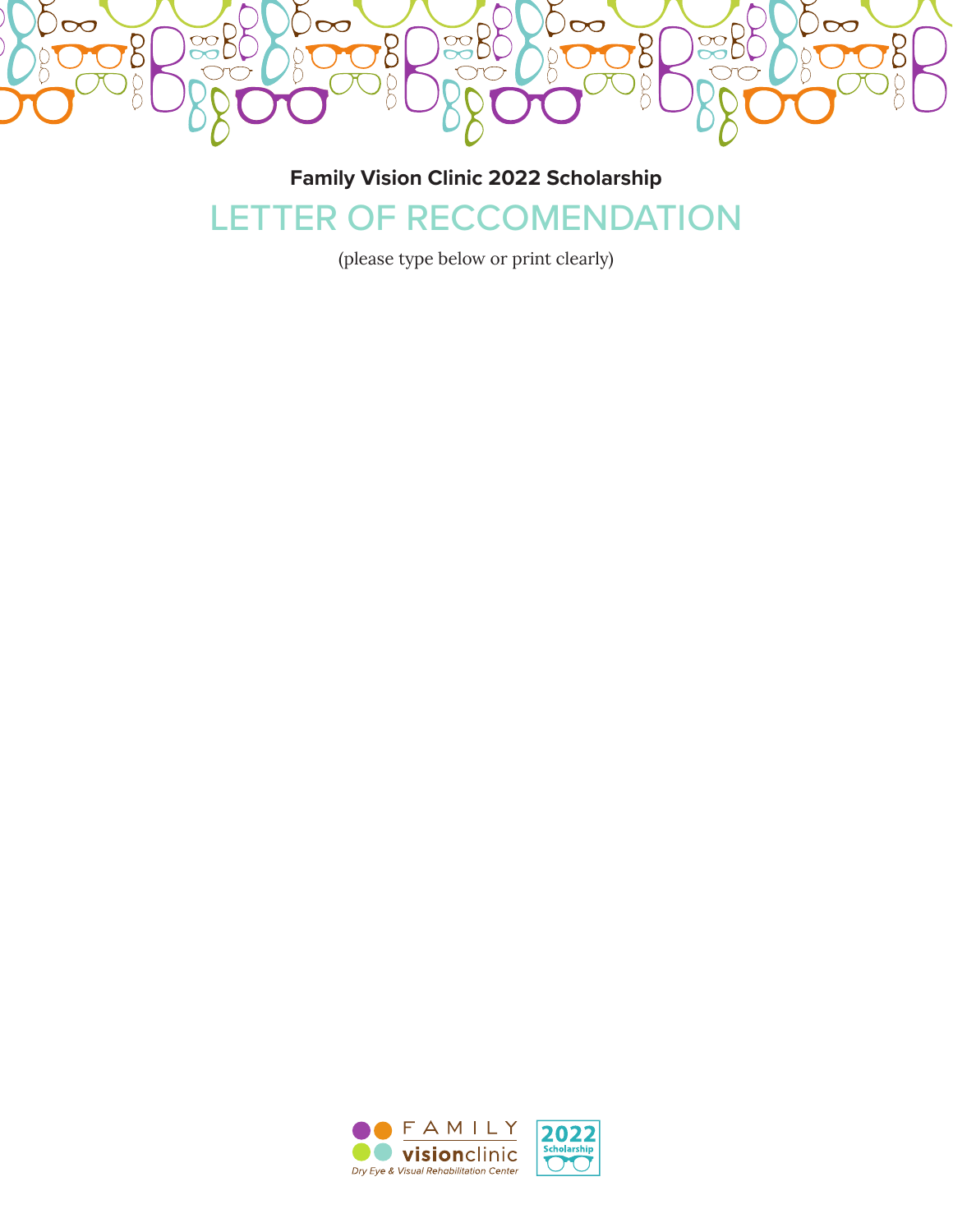**Family Vision Clinic 2022 Scholarship**

# LETTER OF RECCOMENDATION

(please type below or print clearly)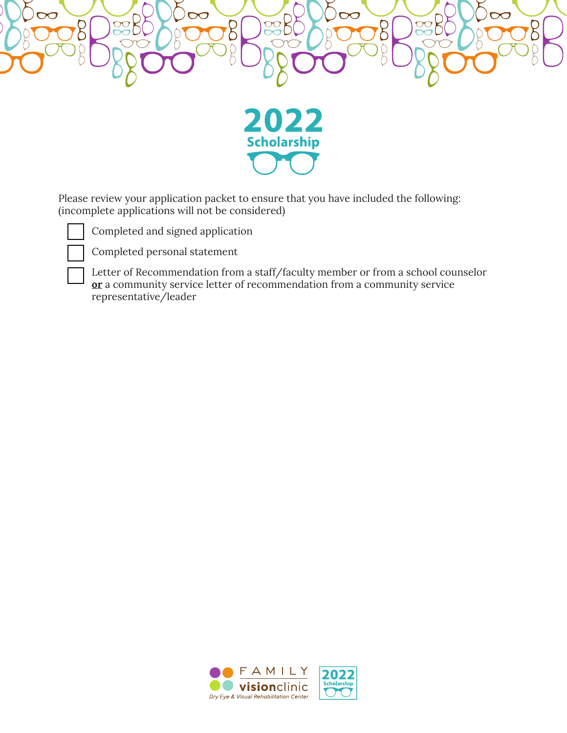# 2022 Scholarship

Please review your application packet to ensure that you have included the following: (incomplete applications will not be considered)

- [ ] Completed and signed application
- [ ] Completed personal statement
- [ ] Letter of Recommendation from a staff/faculty member or from a school counselor **or** a community service letter of recommendation from a community service representative/leader

FAMILY visionclinic
*Dry Eye & Visual Rehabilitation Center*

2022 Scholarship